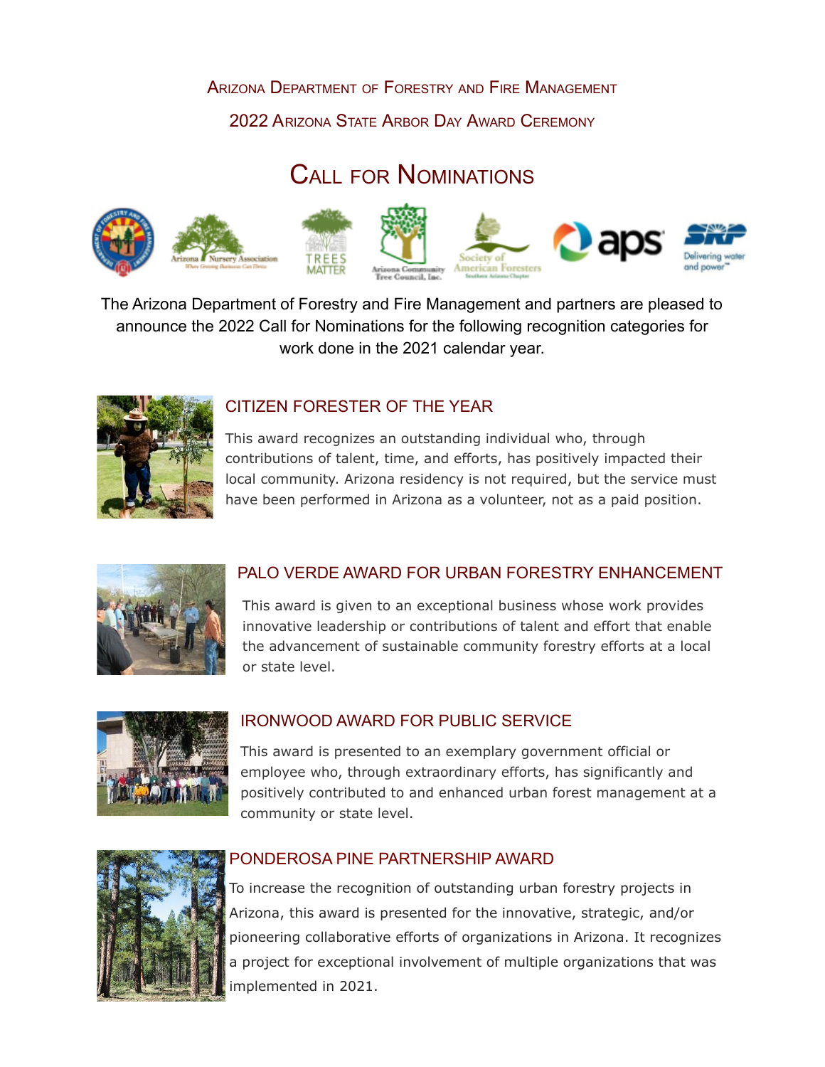Arizona Department of Forestry and Fire Management

2022 Arizona State Arbor Day Award Ceremony

# Call for Nominations

The Arizona Department of Forestry and Fire Management and partners are pleased to announce the 2022 Call for Nominations for the following recognition categories for work done in the 2021 calendar year.

## CITIZEN FORESTER OF THE YEAR

This award recognizes an outstanding individual who, through contributions of talent, time, and efforts, has positively impacted their local community. Arizona residency is not required, but the service must have been performed in Arizona as a volunteer, not as a paid position.

## PALO VERDE AWARD FOR URBAN FORESTRY ENHANCEMENT

This award is given to an exceptional business whose work provides innovative leadership or contributions of talent and effort that enable the advancement of sustainable community forestry efforts at a local or state level.

## IRONWOOD AWARD FOR PUBLIC SERVICE

This award is presented to an exemplary government official or employee who, through extraordinary efforts, has significantly and positively contributed to and enhanced urban forest management at a community or state level.

## PONDEROSA PINE PARTNERSHIP AWARD

To increase the recognition of outstanding urban forestry projects in Arizona, this award is presented for the innovative, strategic, and/or pioneering collaborative efforts of organizations in Arizona. It recognizes a project for exceptional involvement of multiple organizations that was implemented in 2021.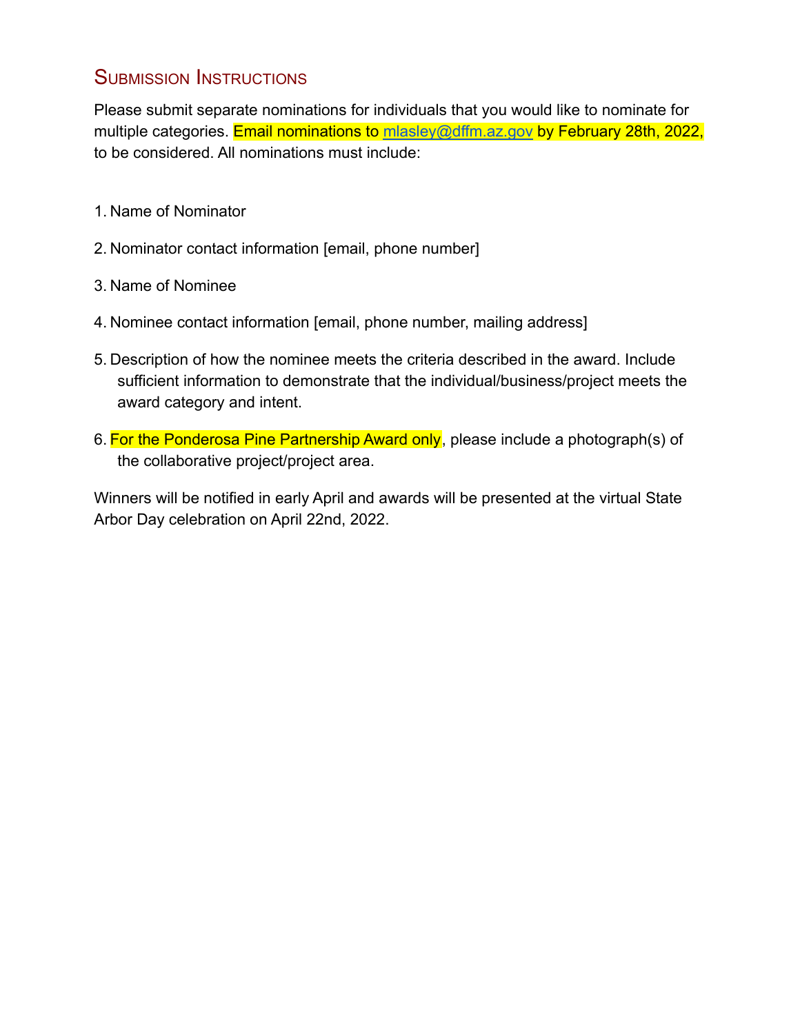## Submission Instructions

Please submit separate nominations for individuals that you would like to nominate for multiple categories. Email nominations to mlasley@dffm.az.gov by February 28th, 2022, to be considered. All nominations must include:

1. Name of Nominator
2. Nominator contact information [email, phone number]
3. Name of Nominee
4. Nominee contact information [email, phone number, mailing address]
5. Description of how the nominee meets the criteria described in the award. Include sufficient information to demonstrate that the individual/business/project meets the award category and intent.
6. For the Ponderosa Pine Partnership Award only, please include a photograph(s) of the collaborative project/project area.

Winners will be notified in early April and awards will be presented at the virtual State Arbor Day celebration on April 22nd, 2022.